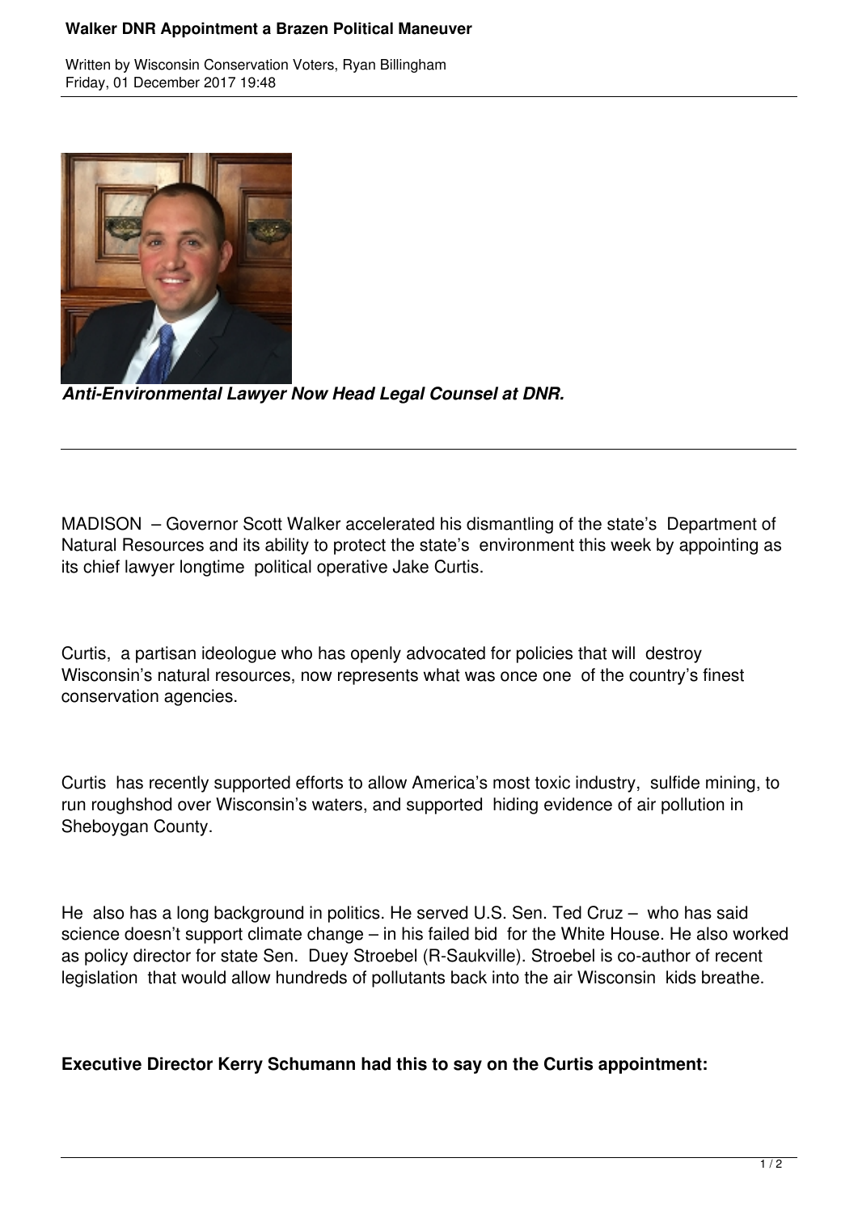# Walker DNR Appointment a Brazen Political Maneuver

Written by Wisconsin Conservation Voters, Ryan Billingham
Friday, 01 December 2017 19:48

***Anti-Environmental Lawyer Now Head Legal Counsel at DNR.***

---

MADISON – Governor Scott Walker accelerated his dismantling of the state's Department of Natural Resources and its ability to protect the state's environment this week by appointing as its chief lawyer longtime political operative Jake Curtis.

Curtis, a partisan ideologue who has openly advocated for policies that will destroy Wisconsin's natural resources, now represents what was once one of the country's finest conservation agencies.

Curtis has recently supported efforts to allow America's most toxic industry, sulfide mining, to run roughshod over Wisconsin's waters, and supported hiding evidence of air pollution in Sheboygan County.

He also has a long background in politics. He served U.S. Sen. Ted Cruz – who has said science doesn't support climate change – in his failed bid for the White House. He also worked as policy director for state Sen. Duey Stroebel (R-Saukville). Stroebel is co-author of recent legislation that would allow hundreds of pollutants back into the air Wisconsin kids breathe.

**Executive Director Kerry Schumann had this to say on the Curtis appointment:**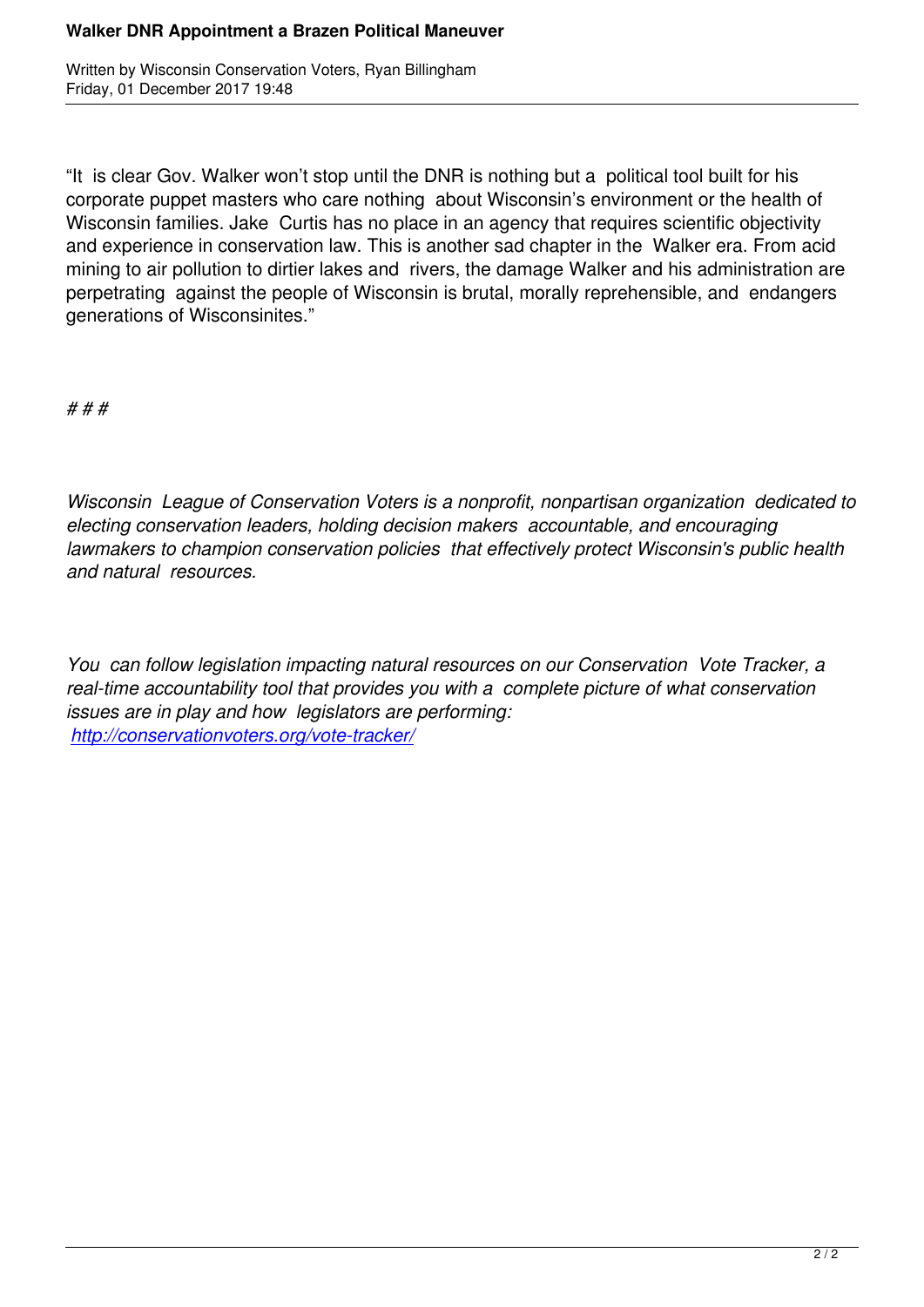"It is clear Gov. Walker won't stop until the DNR is nothing but a political tool built for his corporate puppet masters who care nothing about Wisconsin's environment or the health of Wisconsin families. Jake Curtis has no place in an agency that requires scientific objectivity and experience in conservation law. This is another sad chapter in the Walker era. From acid mining to air pollution to dirtier lakes and rivers, the damage Walker and his administration are perpetrating against the people of Wisconsin is brutal, morally reprehensible, and endangers generations of Wisconsinites."

*# # #*

*Wisconsin League of Conservation Voters is a nonprofit, nonpartisan organization dedicated to electing conservation leaders, holding decision makers accountable, and encouraging lawmakers to champion conservation policies that effectively protect Wisconsin's public health and natural resources.*

*You can follow legislation impacting natural resources on our Conservation Vote Tracker, a real-time accountability tool that provides you with a complete picture of what conservation issues are in play and how legislators are performing:* *[http://conservationvoters.org/vote-tracker/](http://conservationvoters.org/vote-tracker/)*